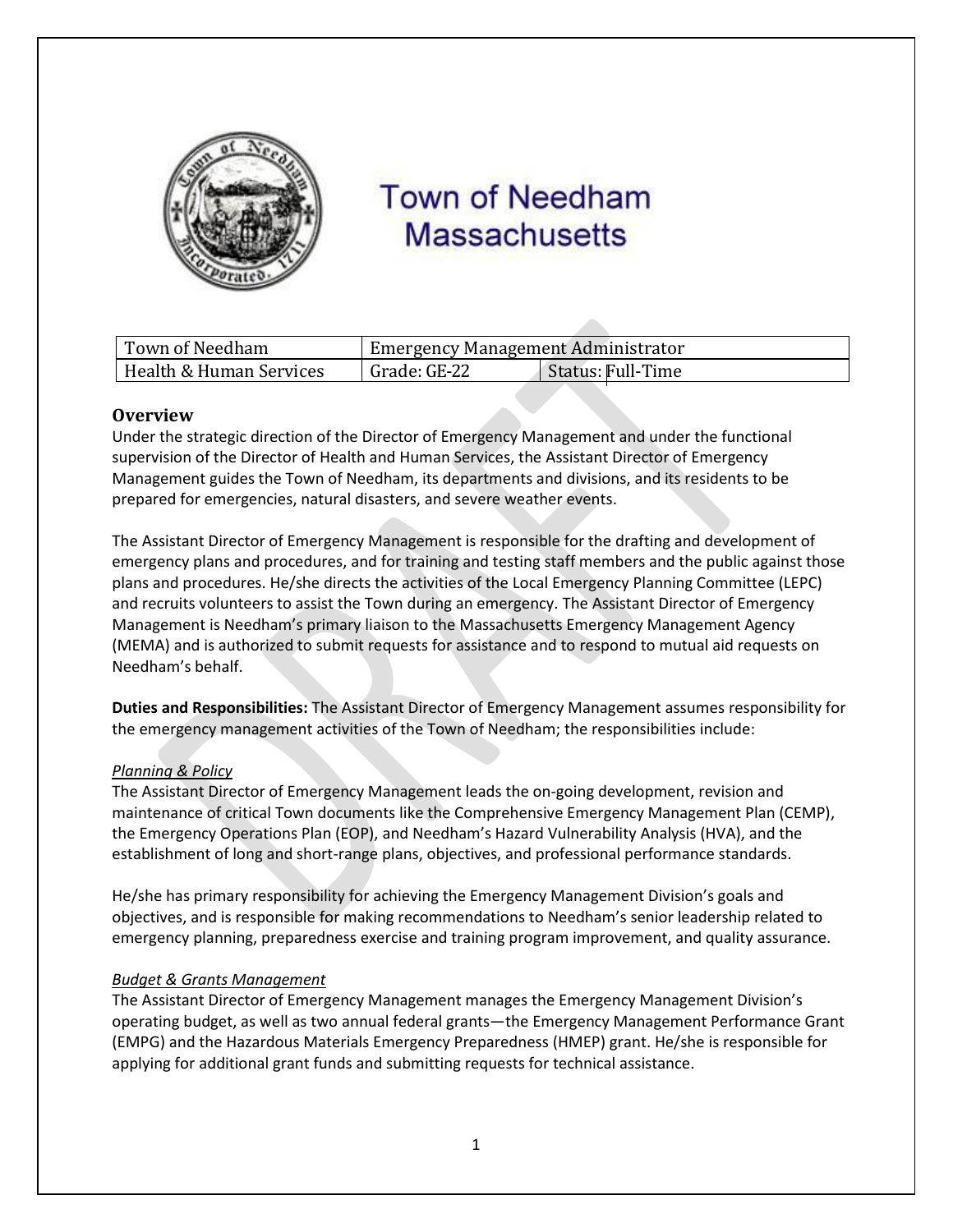# Town of Needham Massachusetts

| Town of Needham | Emergency Management Administrator | |
|---|---|---|
| Health & Human Services | Grade: GE-22 | Status: Full-Time |

## Overview

Under the strategic direction of the Director of Emergency Management and under the functional supervision of the Director of Health and Human Services, the Assistant Director of Emergency Management guides the Town of Needham, its departments and divisions, and its residents to be prepared for emergencies, natural disasters, and severe weather events.

The Assistant Director of Emergency Management is responsible for the drafting and development of emergency plans and procedures, and for training and testing staff members and the public against those plans and procedures. He/she directs the activities of the Local Emergency Planning Committee (LEPC) and recruits volunteers to assist the Town during an emergency. The Assistant Director of Emergency Management is Needham's primary liaison to the Massachusetts Emergency Management Agency (MEMA) and is authorized to submit requests for assistance and to respond to mutual aid requests on Needham's behalf.

**Duties and Responsibilities:** The Assistant Director of Emergency Management assumes responsibility for the emergency management activities of the Town of Needham; the responsibilities include:

*Planning & Policy*

The Assistant Director of Emergency Management leads the on-going development, revision and maintenance of critical Town documents like the Comprehensive Emergency Management Plan (CEMP), the Emergency Operations Plan (EOP), and Needham's Hazard Vulnerability Analysis (HVA), and the establishment of long and short-range plans, objectives, and professional performance standards.

He/she has primary responsibility for achieving the Emergency Management Division's goals and objectives, and is responsible for making recommendations to Needham's senior leadership related to emergency planning, preparedness exercise and training program improvement, and quality assurance.

*Budget & Grants Management*

The Assistant Director of Emergency Management manages the Emergency Management Division's operating budget, as well as two annual federal grants—the Emergency Management Performance Grant (EMPG) and the Hazardous Materials Emergency Preparedness (HMEP) grant. He/she is responsible for applying for additional grant funds and submitting requests for technical assistance.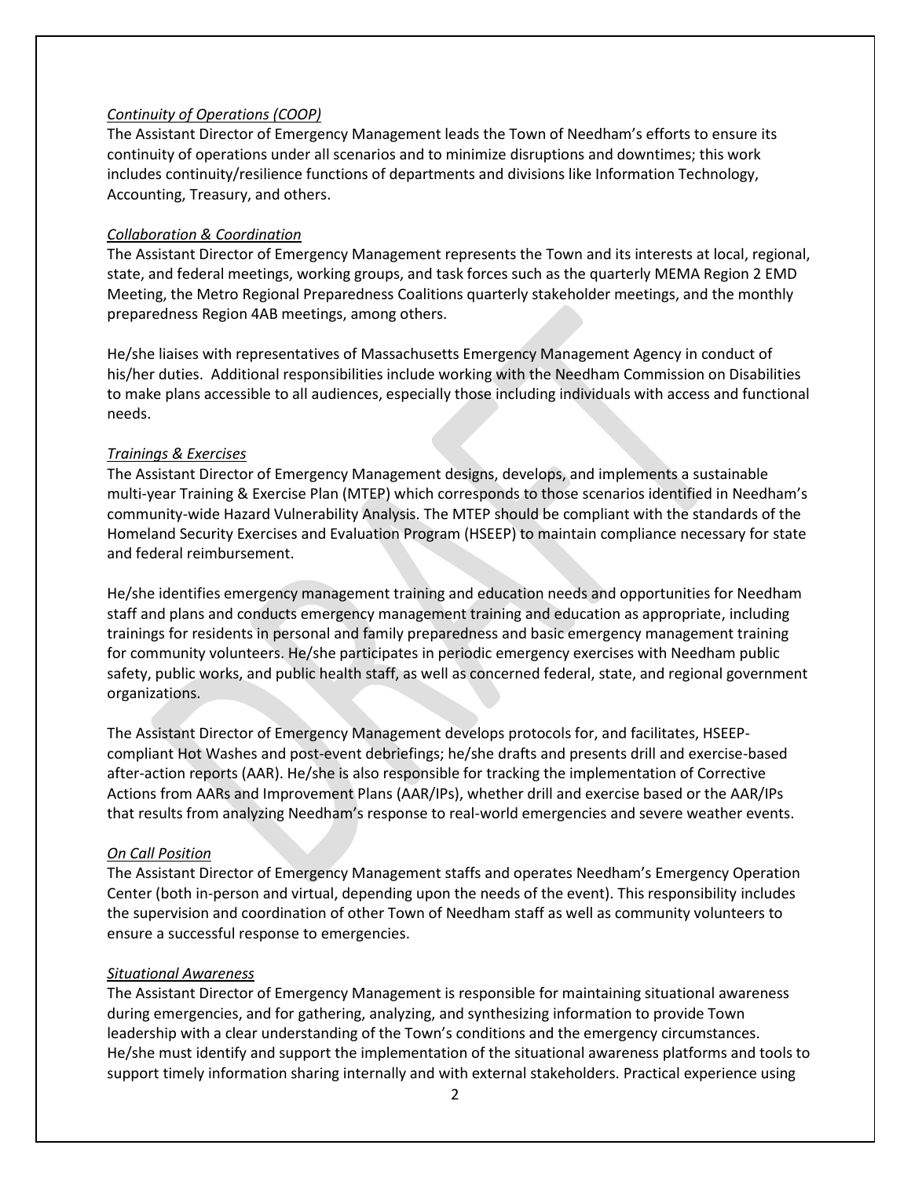*Continuity of Operations (COOP)*

The Assistant Director of Emergency Management leads the Town of Needham's efforts to ensure its continuity of operations under all scenarios and to minimize disruptions and downtimes; this work includes continuity/resilience functions of departments and divisions like Information Technology, Accounting, Treasury, and others.

*Collaboration & Coordination*

The Assistant Director of Emergency Management represents the Town and its interests at local, regional, state, and federal meetings, working groups, and task forces such as the quarterly MEMA Region 2 EMD Meeting, the Metro Regional Preparedness Coalitions quarterly stakeholder meetings, and the monthly preparedness Region 4AB meetings, among others.

He/she liaises with representatives of Massachusetts Emergency Management Agency in conduct of his/her duties. Additional responsibilities include working with the Needham Commission on Disabilities to make plans accessible to all audiences, especially those including individuals with access and functional needs.

*Trainings & Exercises*

The Assistant Director of Emergency Management designs, develops, and implements a sustainable multi-year Training & Exercise Plan (MTEP) which corresponds to those scenarios identified in Needham's community-wide Hazard Vulnerability Analysis. The MTEP should be compliant with the standards of the Homeland Security Exercises and Evaluation Program (HSEEP) to maintain compliance necessary for state and federal reimbursement.

He/she identifies emergency management training and education needs and opportunities for Needham staff and plans and conducts emergency management training and education as appropriate, including trainings for residents in personal and family preparedness and basic emergency management training for community volunteers. He/she participates in periodic emergency exercises with Needham public safety, public works, and public health staff, as well as concerned federal, state, and regional government organizations.

The Assistant Director of Emergency Management develops protocols for, and facilitates, HSEEP-compliant Hot Washes and post-event debriefings; he/she drafts and presents drill and exercise-based after-action reports (AAR). He/she is also responsible for tracking the implementation of Corrective Actions from AARs and Improvement Plans (AAR/IPs), whether drill and exercise based or the AAR/IPs that results from analyzing Needham's response to real-world emergencies and severe weather events.

*On Call Position*

The Assistant Director of Emergency Management staffs and operates Needham's Emergency Operation Center (both in-person and virtual, depending upon the needs of the event). This responsibility includes the supervision and coordination of other Town of Needham staff as well as community volunteers to ensure a successful response to emergencies.

*Situational Awareness*

The Assistant Director of Emergency Management is responsible for maintaining situational awareness during emergencies, and for gathering, analyzing, and synthesizing information to provide Town leadership with a clear understanding of the Town's conditions and the emergency circumstances. He/she must identify and support the implementation of the situational awareness platforms and tools to support timely information sharing internally and with external stakeholders. Practical experience using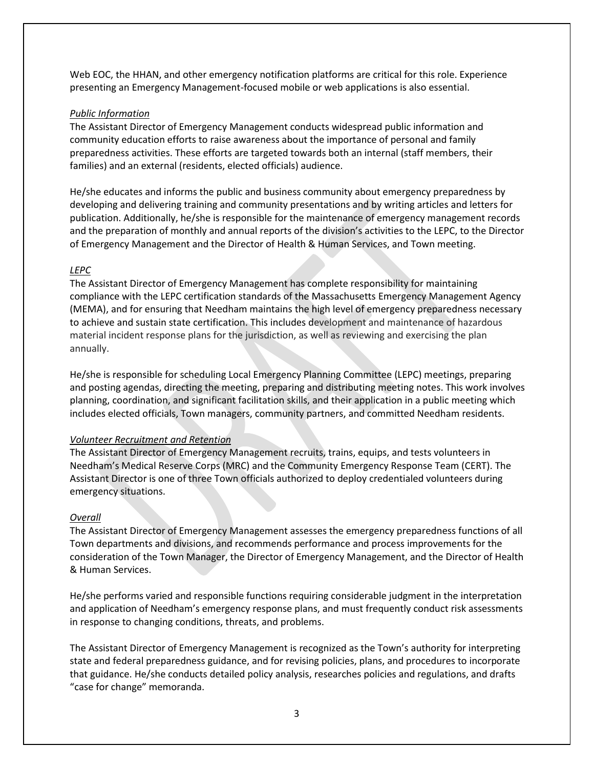Web EOC, the HHAN, and other emergency notification platforms are critical for this role. Experience presenting an Emergency Management-focused mobile or web applications is also essential.

*Public Information*

The Assistant Director of Emergency Management conducts widespread public information and community education efforts to raise awareness about the importance of personal and family preparedness activities. These efforts are targeted towards both an internal (staff members, their families) and an external (residents, elected officials) audience.

He/she educates and informs the public and business community about emergency preparedness by developing and delivering training and community presentations and by writing articles and letters for publication. Additionally, he/she is responsible for the maintenance of emergency management records and the preparation of monthly and annual reports of the division's activities to the LEPC, to the Director of Emergency Management and the Director of Health & Human Services, and Town meeting.

*LEPC*

The Assistant Director of Emergency Management has complete responsibility for maintaining compliance with the LEPC certification standards of the Massachusetts Emergency Management Agency (MEMA), and for ensuring that Needham maintains the high level of emergency preparedness necessary to achieve and sustain state certification. This includes development and maintenance of hazardous material incident response plans for the jurisdiction, as well as reviewing and exercising the plan annually.

He/she is responsible for scheduling Local Emergency Planning Committee (LEPC) meetings, preparing and posting agendas, directing the meeting, preparing and distributing meeting notes. This work involves planning, coordination, and significant facilitation skills, and their application in a public meeting which includes elected officials, Town managers, community partners, and committed Needham residents.

*Volunteer Recruitment and Retention*

The Assistant Director of Emergency Management recruits, trains, equips, and tests volunteers in Needham's Medical Reserve Corps (MRC) and the Community Emergency Response Team (CERT). The Assistant Director is one of three Town officials authorized to deploy credentialed volunteers during emergency situations.

*Overall*

The Assistant Director of Emergency Management assesses the emergency preparedness functions of all Town departments and divisions, and recommends performance and process improvements for the consideration of the Town Manager, the Director of Emergency Management, and the Director of Health & Human Services.

He/she performs varied and responsible functions requiring considerable judgment in the interpretation and application of Needham's emergency response plans, and must frequently conduct risk assessments in response to changing conditions, threats, and problems.

The Assistant Director of Emergency Management is recognized as the Town's authority for interpreting state and federal preparedness guidance, and for revising policies, plans, and procedures to incorporate that guidance. He/she conducts detailed policy analysis, researches policies and regulations, and drafts "case for change" memoranda.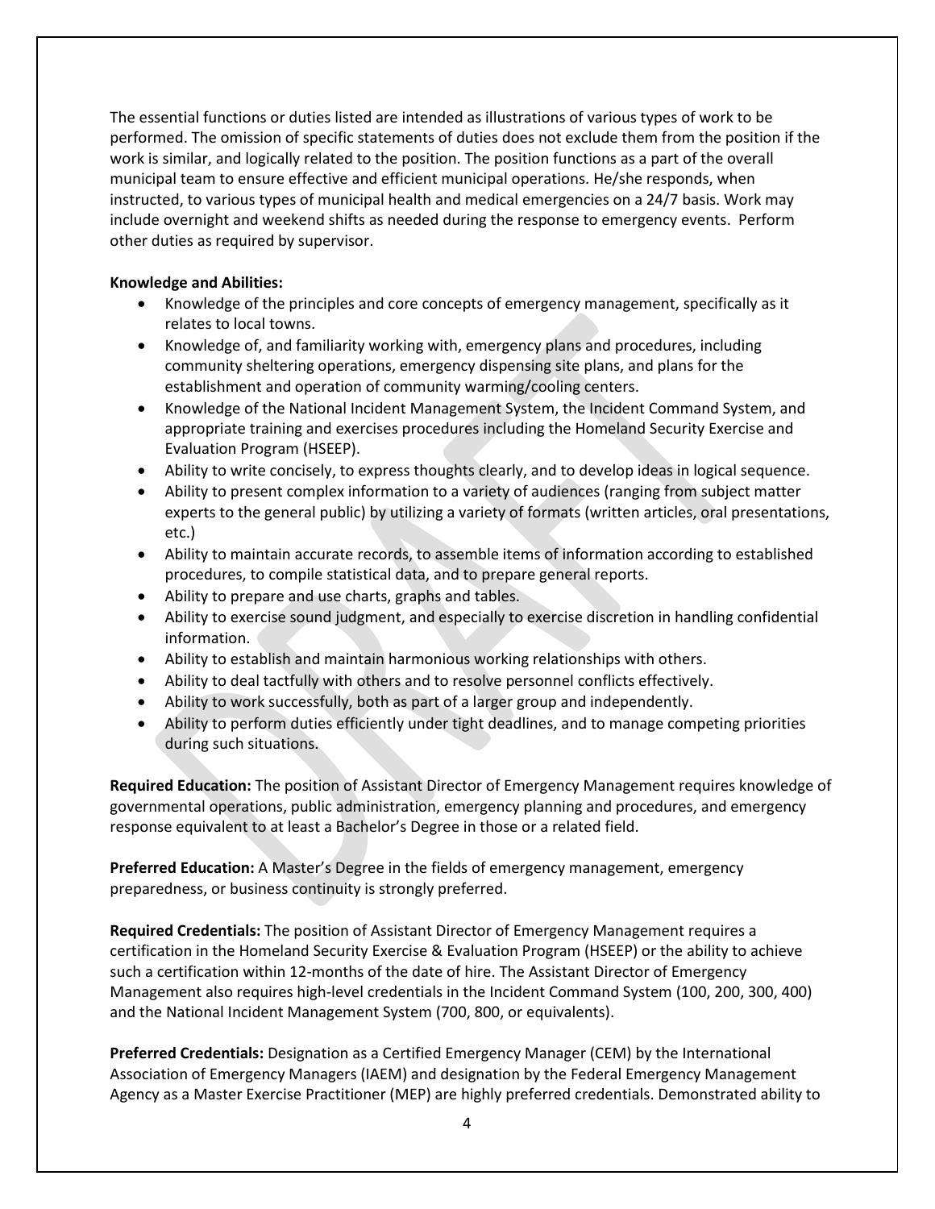The essential functions or duties listed are intended as illustrations of various types of work to be performed. The omission of specific statements of duties does not exclude them from the position if the work is similar, and logically related to the position. The position functions as a part of the overall municipal team to ensure effective and efficient municipal operations. He/she responds, when instructed, to various types of municipal health and medical emergencies on a 24/7 basis. Work may include overnight and weekend shifts as needed during the response to emergency events. Perform other duties as required by supervisor.

**Knowledge and Abilities:**

- Knowledge of the principles and core concepts of emergency management, specifically as it relates to local towns.
- Knowledge of, and familiarity working with, emergency plans and procedures, including community sheltering operations, emergency dispensing site plans, and plans for the establishment and operation of community warming/cooling centers.
- Knowledge of the National Incident Management System, the Incident Command System, and appropriate training and exercises procedures including the Homeland Security Exercise and Evaluation Program (HSEEP).
- Ability to write concisely, to express thoughts clearly, and to develop ideas in logical sequence.
- Ability to present complex information to a variety of audiences (ranging from subject matter experts to the general public) by utilizing a variety of formats (written articles, oral presentations, etc.)
- Ability to maintain accurate records, to assemble items of information according to established procedures, to compile statistical data, and to prepare general reports.
- Ability to prepare and use charts, graphs and tables.
- Ability to exercise sound judgment, and especially to exercise discretion in handling confidential information.
- Ability to establish and maintain harmonious working relationships with others.
- Ability to deal tactfully with others and to resolve personnel conflicts effectively.
- Ability to work successfully, both as part of a larger group and independently.
- Ability to perform duties efficiently under tight deadlines, and to manage competing priorities during such situations.

**Required Education:** The position of Assistant Director of Emergency Management requires knowledge of governmental operations, public administration, emergency planning and procedures, and emergency response equivalent to at least a Bachelor's Degree in those or a related field.

**Preferred Education:** A Master's Degree in the fields of emergency management, emergency preparedness, or business continuity is strongly preferred.

**Required Credentials:** The position of Assistant Director of Emergency Management requires a certification in the Homeland Security Exercise & Evaluation Program (HSEEP) or the ability to achieve such a certification within 12-months of the date of hire. The Assistant Director of Emergency Management also requires high-level credentials in the Incident Command System (100, 200, 300, 400) and the National Incident Management System (700, 800, or equivalents).

**Preferred Credentials:** Designation as a Certified Emergency Manager (CEM) by the International Association of Emergency Managers (IAEM) and designation by the Federal Emergency Management Agency as a Master Exercise Practitioner (MEP) are highly preferred credentials. Demonstrated ability to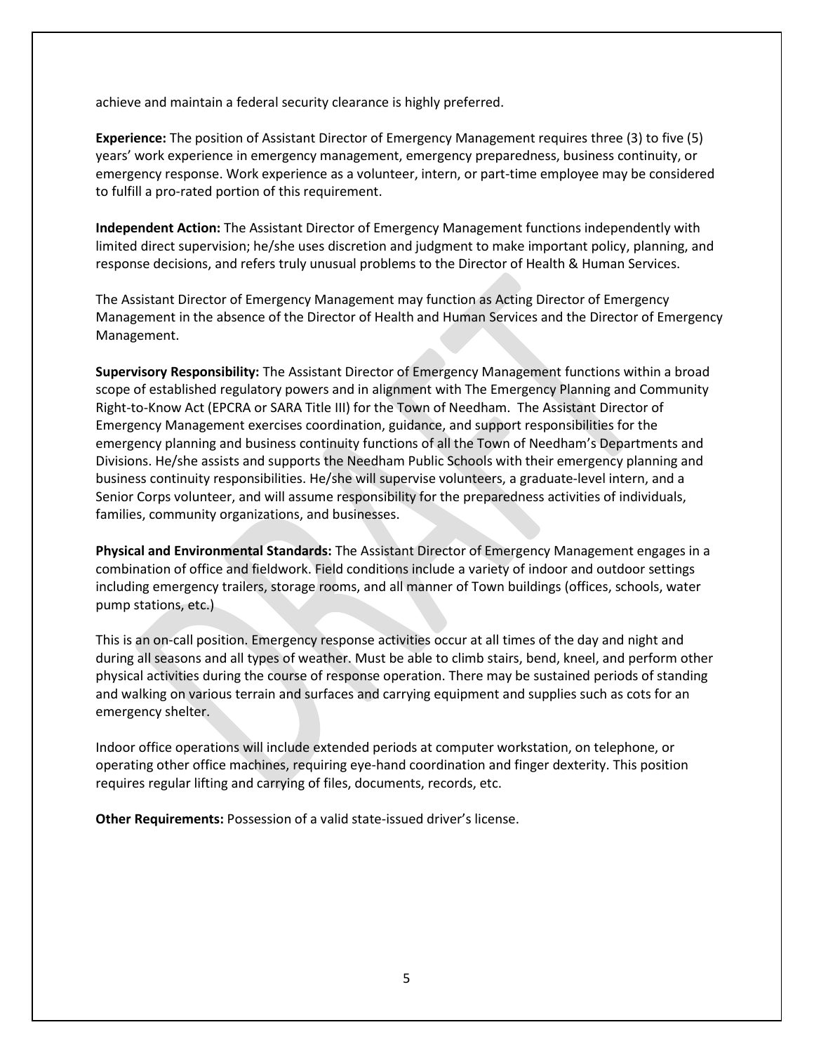achieve and maintain a federal security clearance is highly preferred.

**Experience:** The position of Assistant Director of Emergency Management requires three (3) to five (5) years' work experience in emergency management, emergency preparedness, business continuity, or emergency response. Work experience as a volunteer, intern, or part-time employee may be considered to fulfill a pro-rated portion of this requirement.

**Independent Action:** The Assistant Director of Emergency Management functions independently with limited direct supervision; he/she uses discretion and judgment to make important policy, planning, and response decisions, and refers truly unusual problems to the Director of Health & Human Services.

The Assistant Director of Emergency Management may function as Acting Director of Emergency Management in the absence of the Director of Health and Human Services and the Director of Emergency Management.

**Supervisory Responsibility:** The Assistant Director of Emergency Management functions within a broad scope of established regulatory powers and in alignment with The Emergency Planning and Community Right-to-Know Act (EPCRA or SARA Title III) for the Town of Needham. The Assistant Director of Emergency Management exercises coordination, guidance, and support responsibilities for the emergency planning and business continuity functions of all the Town of Needham's Departments and Divisions. He/she assists and supports the Needham Public Schools with their emergency planning and business continuity responsibilities. He/she will supervise volunteers, a graduate-level intern, and a Senior Corps volunteer, and will assume responsibility for the preparedness activities of individuals, families, community organizations, and businesses.

**Physical and Environmental Standards:** The Assistant Director of Emergency Management engages in a combination of office and fieldwork. Field conditions include a variety of indoor and outdoor settings including emergency trailers, storage rooms, and all manner of Town buildings (offices, schools, water pump stations, etc.)

This is an on-call position. Emergency response activities occur at all times of the day and night and during all seasons and all types of weather. Must be able to climb stairs, bend, kneel, and perform other physical activities during the course of response operation. There may be sustained periods of standing and walking on various terrain and surfaces and carrying equipment and supplies such as cots for an emergency shelter.

Indoor office operations will include extended periods at computer workstation, on telephone, or operating other office machines, requiring eye-hand coordination and finger dexterity. This position requires regular lifting and carrying of files, documents, records, etc.

**Other Requirements:** Possession of a valid state-issued driver's license.